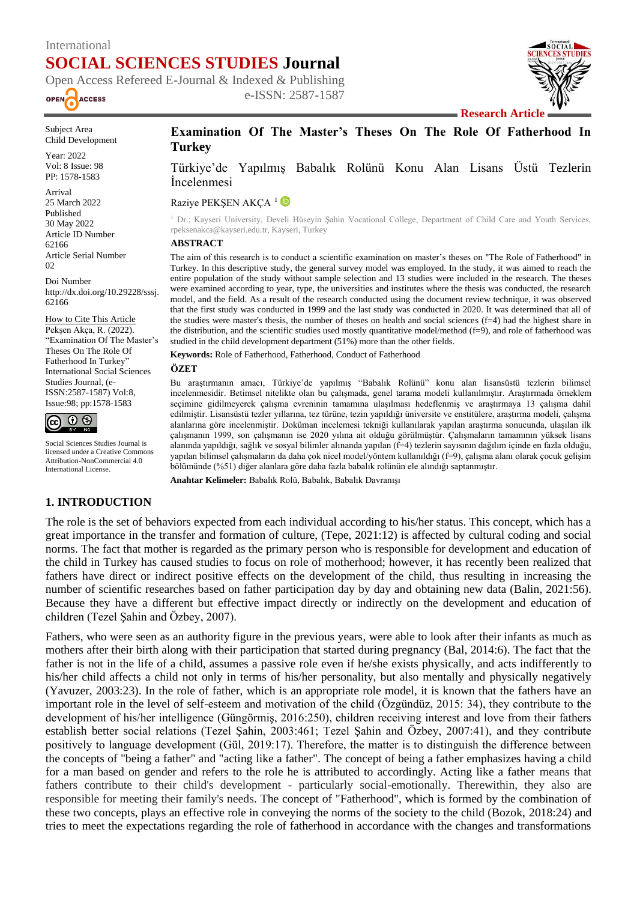International
**SOCIAL SCIENCES STUDIES Journal**
Open Access Refereed E-Journal & Indexed & Publishing
e-ISSN: 2587-1587

**Research Article**

Subject Area
Child Development

Year: 2022
Vol: 8 Issue: 98
PP: 1578-1583

Arrival
25 March 2022
Published
30 May 2022
Article ID Number
62166
Article Serial Number
02

Doi Number
http://dx.doi.org/10.29228/sssj.62166

How to Cite This Article
Pekşen Akça, R. (2022). "Examination Of The Master's Theses On The Role Of Fatherhood In Turkey" International Social Sciences Studies Journal, (e-ISSN:2587-1587) Vol:8, Issue:98; pp:1578-1583

Social Sciences Studies Journal is licensed under a Creative Commons Attribution-NonCommercial 4.0 International License.

# Examination Of The Master's Theses On The Role Of Fatherhood In Turkey

## Türkiye'de Yapılmış Babalık Rolünü Konu Alan Lisans Üstü Tezlerin İncelenmesi

Raziye PEKŞEN AKÇA [1]

[1] Dr.; Kayseri University, Develi Hüseyin Şahin Vocational College, Department of Child Care and Youth Services, rpeksenakca@kayseri.edu.tr, Kayseri, Turkey

**ABSTRACT**

The aim of this research is to conduct a scientific examination on master's theses on "The Role of Fatherhood" in Turkey. In this descriptive study, the general survey model was employed. In the study, it was aimed to reach the entire population of the study without sample selection and 13 studies were included in the research. The theses were examined according to year, type, the universities and institutes where the thesis was conducted, the research model, and the field. As a result of the research conducted using the document review technique, it was observed that the first study was conducted in 1999 and the last study was conducted in 2020. It was determined that all of the studies were master's thesis, the number of theses on health and social sciences (f=4) had the highest share in the distribution, and the scientific studies used mostly quantitative model/method (f=9), and role of fatherhood was studied in the child development department (51%) more than the other fields.

**Keywords:** Role of Fatherhood, Fatherhood, Conduct of Fatherhood

**ÖZET**

Bu araştırmanın amacı, Türkiye'de yapılmış "Babalık Rolünü" konu alan lisansüstü tezlerin bilimsel incelenmesidir. Betimsel nitelikte olan bu çalışmada, genel tarama modeli kullanılmıştır. Araştırmada örneklem seçimine gidilmeyerek çalışma evreninin tamamına ulaşılması hedeflenmiş ve araştırmaya 13 çalışma dahil edilmiştir. Lisansüstü tezler yıllarına, tez türüne, tezin yapıldığı üniversite ve enstitülere, araştırma modeli, çalışma alanlarına göre incelenmiştir. Doküman incelemesi tekniği kullanılarak yapılan araştırma sonucunda, ulaşılan ilk çalışmanın 1999, son çalışmanın ise 2020 yılına ait olduğu görülmüştür. Çalışmaların tamamının yüksek lisans alanında yapıldığı, sağlık ve sosyal bilimler alınanda yapılan (f=4) tezlerin sayısının dağılım içinde en fazla olduğu, yapılan bilimsel çalışmaların da daha çok nicel model/yöntem kullanıldığı (f=9), çalışma alanı olarak çocuk gelişim bölümünde (%51) diğer alanlara göre daha fazla babalık rolünün ele alındığı saptanmıştır.

**Anahtar Kelimeler:** Babalık Rolü, Babalık, Babalık Davranışı

## 1. INTRODUCTION

The role is the set of behaviors expected from each individual according to his/her status. This concept, which has a great importance in the transfer and formation of culture, (Tepe, 2021:12) is affected by cultural coding and social norms. The fact that mother is regarded as the primary person who is responsible for development and education of the child in Turkey has caused studies to focus on role of motherhood; however, it has recently been realized that fathers have direct or indirect positive effects on the development of the child, thus resulting in increasing the number of scientific researches based on father participation day by day and obtaining new data (Balin, 2021:56). Because they have a different but effective impact directly or indirectly on the development and education of children (Tezel Şahin and Özbey, 2007).

Fathers, who were seen as an authority figure in the previous years, were able to look after their infants as much as mothers after their birth along with their participation that started during pregnancy (Bal, 2014:6). The fact that the father is not in the life of a child, assumes a passive role even if he/she exists physically, and acts indifferently to his/her child affects a child not only in terms of his/her personality, but also mentally and physically negatively (Yavuzer, 2003:23). In the role of father, which is an appropriate role model, it is known that the fathers have an important role in the level of self-esteem and motivation of the child (Özgündüz, 2015: 34), they contribute to the development of his/her intelligence (Güngörmiş, 2016:250), children receiving interest and love from their fathers establish better social relations (Tezel Şahin, 2003:461; Tezel Şahin and Özbey, 2007:41), and they contribute positively to language development (Gül, 2019:17). Therefore, the matter is to distinguish the difference between the concepts of "being a father" and "acting like a father". The concept of being a father emphasizes having a child for a man based on gender and refers to the role he is attributed to accordingly. Acting like a father means that fathers contribute to their child's development - particularly social-emotionally. Therewithin, they also are responsible for meeting their family's needs. The concept of "Fatherhood", which is formed by the combination of these two concepts, plays an effective role in conveying the norms of the society to the child (Bozok, 2018:24) and tries to meet the expectations regarding the role of fatherhood in accordance with the changes and transformations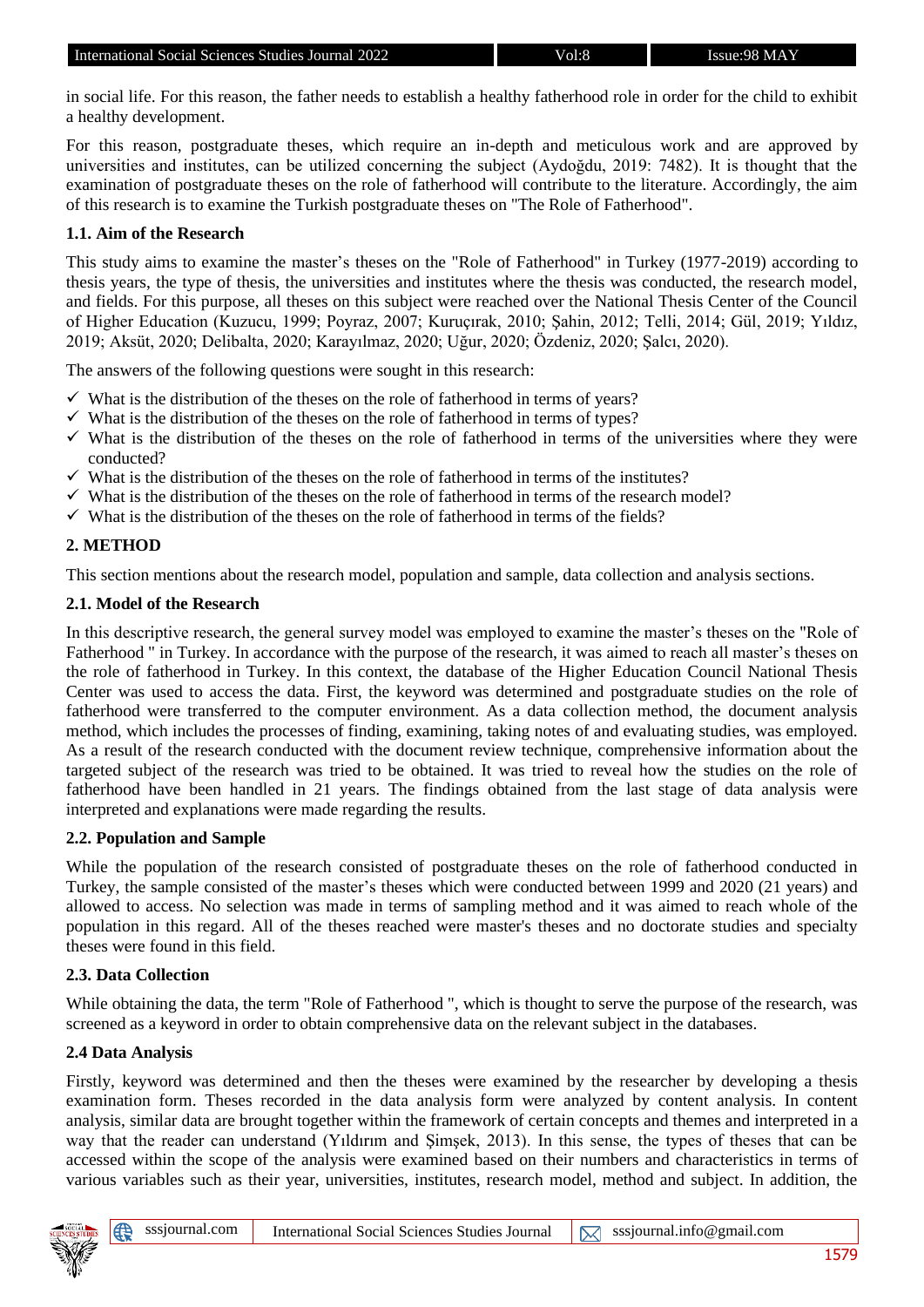in social life. For this reason, the father needs to establish a healthy fatherhood role in order for the child to exhibit a healthy development.

For this reason, postgraduate theses, which require an in-depth and meticulous work and are approved by universities and institutes, can be utilized concerning the subject (Aydoğdu, 2019: 7482). It is thought that the examination of postgraduate theses on the role of fatherhood will contribute to the literature. Accordingly, the aim of this research is to examine the Turkish postgraduate theses on "The Role of Fatherhood".

### 1.1. Aim of the Research

This study aims to examine the master's theses on the "Role of Fatherhood" in Turkey (1977-2019) according to thesis years, the type of thesis, the universities and institutes where the thesis was conducted, the research model, and fields. For this purpose, all theses on this subject were reached over the National Thesis Center of the Council of Higher Education (Kuzucu, 1999; Poyraz, 2007; Kuruçırak, 2010; Şahin, 2012; Telli, 2014; Gül, 2019; Yıldız, 2019; Aksüt, 2020; Delibalta, 2020; Karayılmaz, 2020; Uğur, 2020; Özdeniz, 2020; Şalcı, 2020).

The answers of the following questions were sought in this research:

- ✓ What is the distribution of the theses on the role of fatherhood in terms of years?
- ✓ What is the distribution of the theses on the role of fatherhood in terms of types?
- ✓ What is the distribution of the theses on the role of fatherhood in terms of the universities where they were conducted?
- ✓ What is the distribution of the theses on the role of fatherhood in terms of the institutes?
- ✓ What is the distribution of the theses on the role of fatherhood in terms of the research model?
- ✓ What is the distribution of the theses on the role of fatherhood in terms of the fields?

## 2. METHOD

This section mentions about the research model, population and sample, data collection and analysis sections.

### 2.1. Model of the Research

In this descriptive research, the general survey model was employed to examine the master's theses on the "Role of Fatherhood " in Turkey. In accordance with the purpose of the research, it was aimed to reach all master's theses on the role of fatherhood in Turkey. In this context, the database of the Higher Education Council National Thesis Center was used to access the data. First, the keyword was determined and postgraduate studies on the role of fatherhood were transferred to the computer environment. As a data collection method, the document analysis method, which includes the processes of finding, examining, taking notes of and evaluating studies, was employed. As a result of the research conducted with the document review technique, comprehensive information about the targeted subject of the research was tried to be obtained. It was tried to reveal how the studies on the role of fatherhood have been handled in 21 years. The findings obtained from the last stage of data analysis were interpreted and explanations were made regarding the results.

### 2.2. Population and Sample

While the population of the research consisted of postgraduate theses on the role of fatherhood conducted in Turkey, the sample consisted of the master's theses which were conducted between 1999 and 2020 (21 years) and allowed to access. No selection was made in terms of sampling method and it was aimed to reach whole of the population in this regard. All of the theses reached were master's theses and no doctorate studies and specialty theses were found in this field.

### 2.3. Data Collection

While obtaining the data, the term "Role of Fatherhood ", which is thought to serve the purpose of the research, was screened as a keyword in order to obtain comprehensive data on the relevant subject in the databases.

### 2.4 Data Analysis

Firstly, keyword was determined and then the theses were examined by the researcher by developing a thesis examination form. Theses recorded in the data analysis form were analyzed by content analysis. In content analysis, similar data are brought together within the framework of certain concepts and themes and interpreted in a way that the reader can understand (Yıldırım and Şimşek, 2013). In this sense, the types of theses that can be accessed within the scope of the analysis were examined based on their numbers and characteristics in terms of various variables such as their year, universities, institutes, research model, method and subject. In addition, the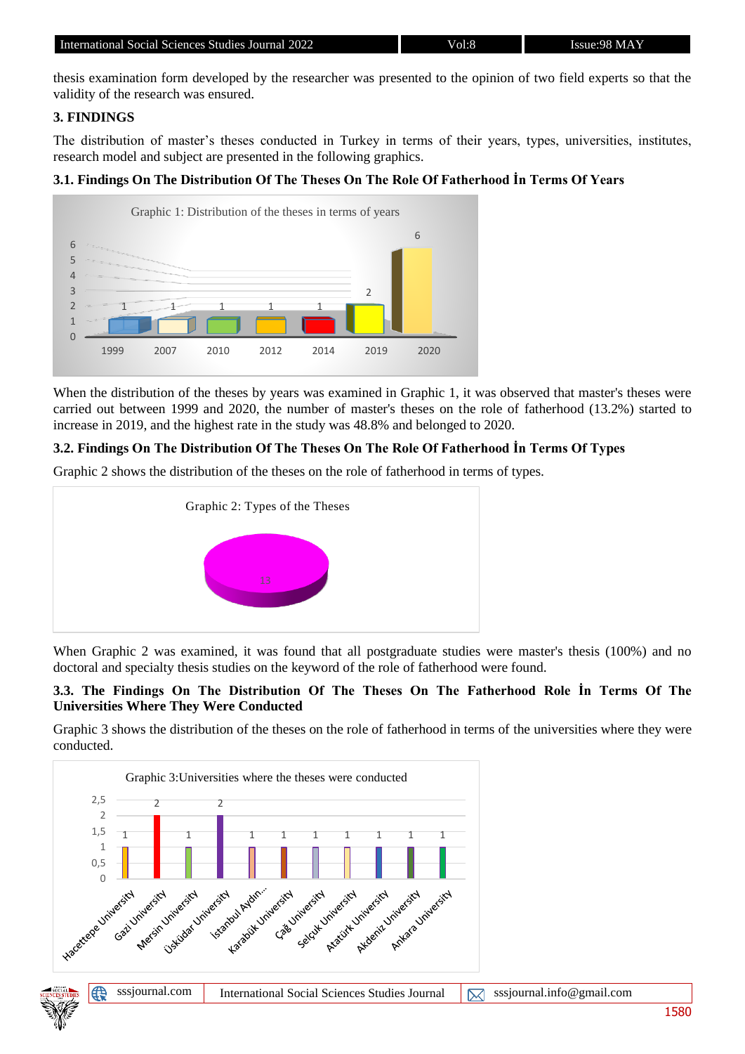thesis examination form developed by the researcher was presented to the opinion of two field experts so that the validity of the research was ensured.

## 3. FINDINGS

The distribution of master's theses conducted in Turkey in terms of their years, types, universities, institutes, research model and subject are presented in the following graphics.

### 3.1. Findings On The Distribution Of The Theses On The Role Of Fatherhood İn Terms Of Years

Graphic 1: Distribution of the theses in terms of years

| Year | 1999 | 2007 | 2010 | 2012 | 2014 | 2019 | 2020 |
|---|---|---|---|---|---|---|---|
| Number | 1 | 1 | 1 | 1 | 1 | 2 | 6 |

When the distribution of the theses by years was examined in Graphic 1, it was observed that master's theses were carried out between 1999 and 2020, the number of master's theses on the role of fatherhood (13.2%) started to increase in 2019, and the highest rate in the study was 48.8% and belonged to 2020.

### 3.2. Findings On The Distribution Of The Theses On The Role Of Fatherhood İn Terms Of Types

Graphic 2 shows the distribution of the theses on the role of fatherhood in terms of types.

Graphic 2: Types of the Theses

13

When Graphic 2 was examined, it was found that all postgraduate studies were master's thesis (100%) and no doctoral and specialty thesis studies on the keyword of the role of fatherhood were found.

### 3.3. The Findings On The Distribution Of The Theses On The Fatherhood Role İn Terms Of The Universities Where They Were Conducted

Graphic 3 shows the distribution of the theses on the role of fatherhood in terms of the universities where they were conducted.

Graphic 3:Universities where the theses were conducted

| University | Number |
|---|---|
| Hacettepe University | 1 |
| Gazi University | 2 |
| Mersin University | 1 |
| Üsküdar University | 2 |
| İstanbul Aydın... | 1 |
| Karabük University | 1 |
| Çağ University | 1 |
| Selçuk University | 1 |
| Atatürk University | 1 |
| Akdeniz University | 1 |
| Ankara University | 1 |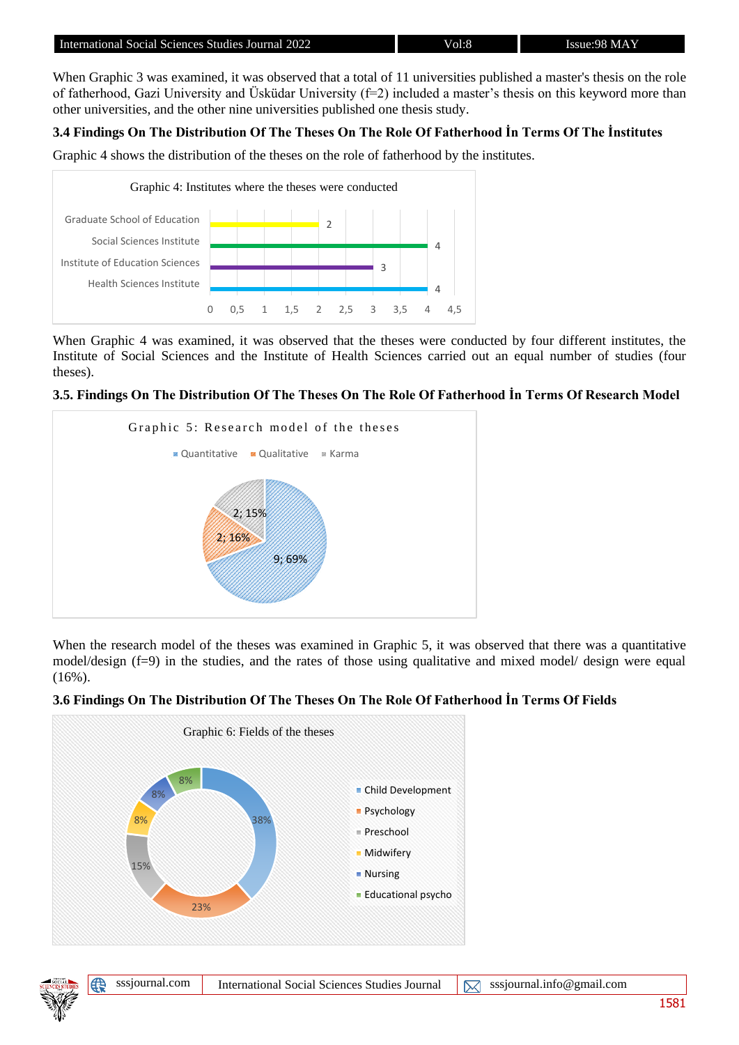When Graphic 3 was examined, it was observed that a total of 11 universities published a master's thesis on the role of fatherhood, Gazi University and Üsküdar University (f=2) included a master's thesis on this keyword more than other universities, and the other nine universities published one thesis study.

### 3.4 Findings On The Distribution Of The Theses On The Role Of Fatherhood İn Terms Of The İnstitutes

Graphic 4 shows the distribution of the theses on the role of fatherhood by the institutes.

Graphic 4: Institutes where the theses were conducted

| Institute | Number of theses |
|---|---|
| Graduate School of Education | 2 |
| Social Sciences Institute | 4 |
| Institute of Education Sciences | 3 |
| Health Sciences Institute | 4 |

When Graphic 4 was examined, it was observed that the theses were conducted by four different institutes, the Institute of Social Sciences and the Institute of Health Sciences carried out an equal number of studies (four theses).

### 3.5. Findings On The Distribution Of The Theses On The Role Of Fatherhood İn Terms Of Research Model

Graphic 5: Research model of the theses

| Model | Value |
|---|---|
| Quantitative | 9; 69% |
| Qualitative | 2; 16% |
| Karma | 2; 15% |

When the research model of the theses was examined in Graphic 5, it was observed that there was a quantitative model/design (f=9) in the studies, and the rates of those using qualitative and mixed model/ design were equal (16%).

### 3.6 Findings On The Distribution Of The Theses On The Role Of Fatherhood İn Terms Of Fields

Graphic 6: Fields of the theses

| Field | Percentage |
|---|---|
| Child Development | 38% |
| Psychology | 23% |
| Preschool | 15% |
| Midwifery | 8% |
| Nursing | 8% |
| Educational psycho | 8% |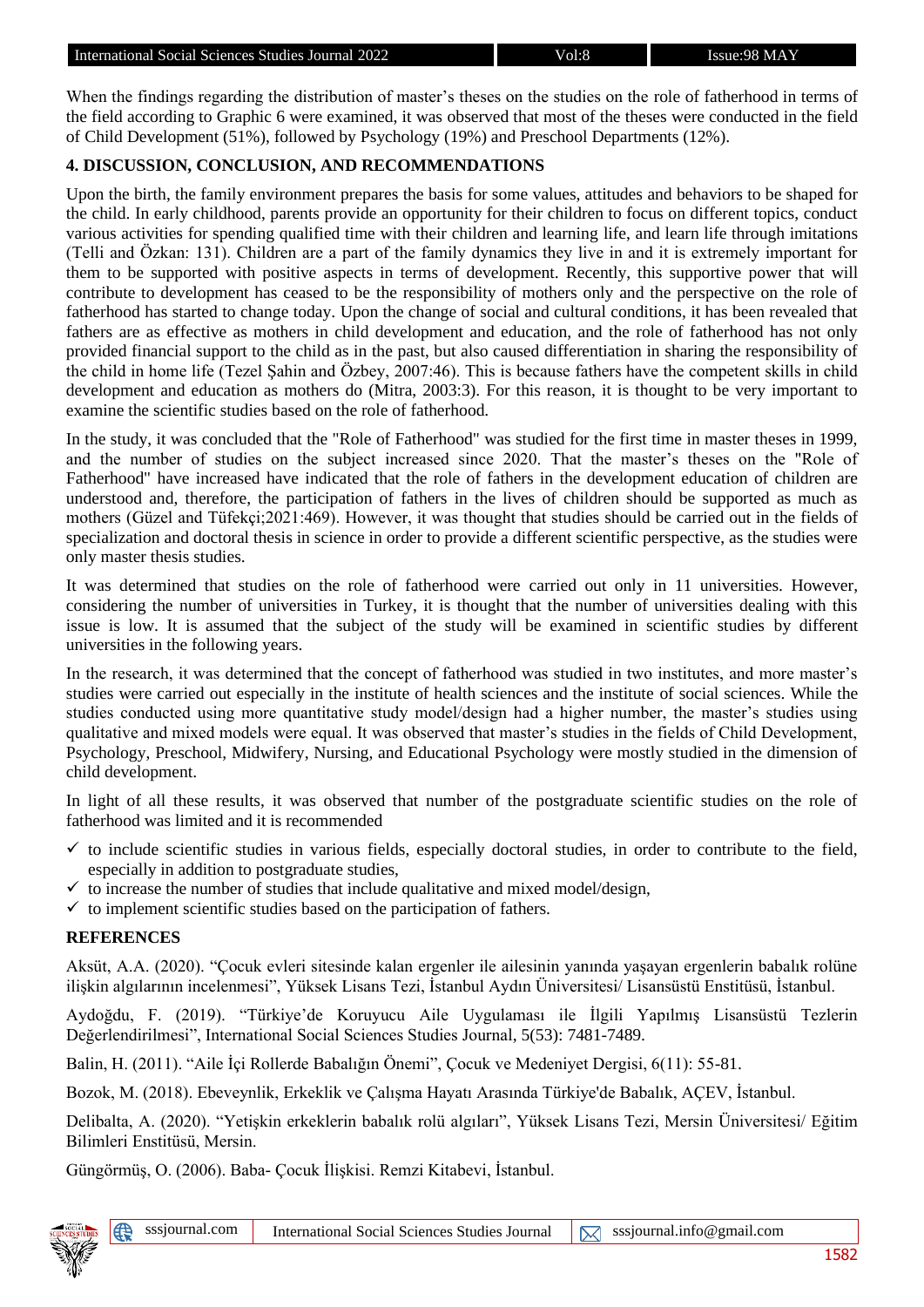When the findings regarding the distribution of master's theses on the studies on the role of fatherhood in terms of the field according to Graphic 6 were examined, it was observed that most of the theses were conducted in the field of Child Development (51%), followed by Psychology (19%) and Preschool Departments (12%).

## 4. DISCUSSION, CONCLUSION, AND RECOMMENDATIONS

Upon the birth, the family environment prepares the basis for some values, attitudes and behaviors to be shaped for the child. In early childhood, parents provide an opportunity for their children to focus on different topics, conduct various activities for spending qualified time with their children and learning life, and learn life through imitations (Telli and Özkan: 131). Children are a part of the family dynamics they live in and it is extremely important for them to be supported with positive aspects in terms of development. Recently, this supportive power that will contribute to development has ceased to be the responsibility of mothers only and the perspective on the role of fatherhood has started to change today. Upon the change of social and cultural conditions, it has been revealed that fathers are as effective as mothers in child development and education, and the role of fatherhood has not only provided financial support to the child as in the past, but also caused differentiation in sharing the responsibility of the child in home life (Tezel Şahin and Özbey, 2007:46). This is because fathers have the competent skills in child development and education as mothers do (Mitra, 2003:3). For this reason, it is thought to be very important to examine the scientific studies based on the role of fatherhood.

In the study, it was concluded that the "Role of Fatherhood" was studied for the first time in master theses in 1999, and the number of studies on the subject increased since 2020. That the master's theses on the "Role of Fatherhood" have increased have indicated that the role of fathers in the development education of children are understood and, therefore, the participation of fathers in the lives of children should be supported as much as mothers (Güzel and Tüfekçi;2021:469). However, it was thought that studies should be carried out in the fields of specialization and doctoral thesis in science in order to provide a different scientific perspective, as the studies were only master thesis studies.

It was determined that studies on the role of fatherhood were carried out only in 11 universities. However, considering the number of universities in Turkey, it is thought that the number of universities dealing with this issue is low. It is assumed that the subject of the study will be examined in scientific studies by different universities in the following years.

In the research, it was determined that the concept of fatherhood was studied in two institutes, and more master's studies were carried out especially in the institute of health sciences and the institute of social sciences. While the studies conducted using more quantitative study model/design had a higher number, the master's studies using qualitative and mixed models were equal. It was observed that master's studies in the fields of Child Development, Psychology, Preschool, Midwifery, Nursing, and Educational Psychology were mostly studied in the dimension of child development.

In light of all these results, it was observed that number of the postgraduate scientific studies on the role of fatherhood was limited and it is recommended

- ✓ to include scientific studies in various fields, especially doctoral studies, in order to contribute to the field, especially in addition to postgraduate studies,
- ✓ to increase the number of studies that include qualitative and mixed model/design,
- ✓ to implement scientific studies based on the participation of fathers.

## REFERENCES

Aksüt, A.A. (2020). "Çocuk evleri sitesinde kalan ergenler ile ailesinin yanında yaşayan ergenlerin babalık rolüne ilişkin algılarının incelenmesi", Yüksek Lisans Tezi, İstanbul Aydın Üniversitesi/ Lisansüstü Enstitüsü, İstanbul.

Aydoğdu, F. (2019). "Türkiye'de Koruyucu Aile Uygulaması ile İlgili Yapılmış Lisansüstü Tezlerin Değerlendirilmesi", International Social Sciences Studies Journal, 5(53): 7481-7489.

Balin, H. (2011). "Aile İçi Rollerde Babalığın Önemi", Çocuk ve Medeniyet Dergisi, 6(11): 55-81.

Bozok, M. (2018). Ebeveynlik, Erkeklik ve Çalışma Hayatı Arasında Türkiye'de Babalık, AÇEV, İstanbul.

Delibalta, A. (2020). "Yetişkin erkeklerin babalık rolü algıları", Yüksek Lisans Tezi, Mersin Üniversitesi/ Eğitim Bilimleri Enstitüsü, Mersin.

Güngörmüş, O. (2006). Baba- Çocuk İlişkisi. Remzi Kitabevi, İstanbul.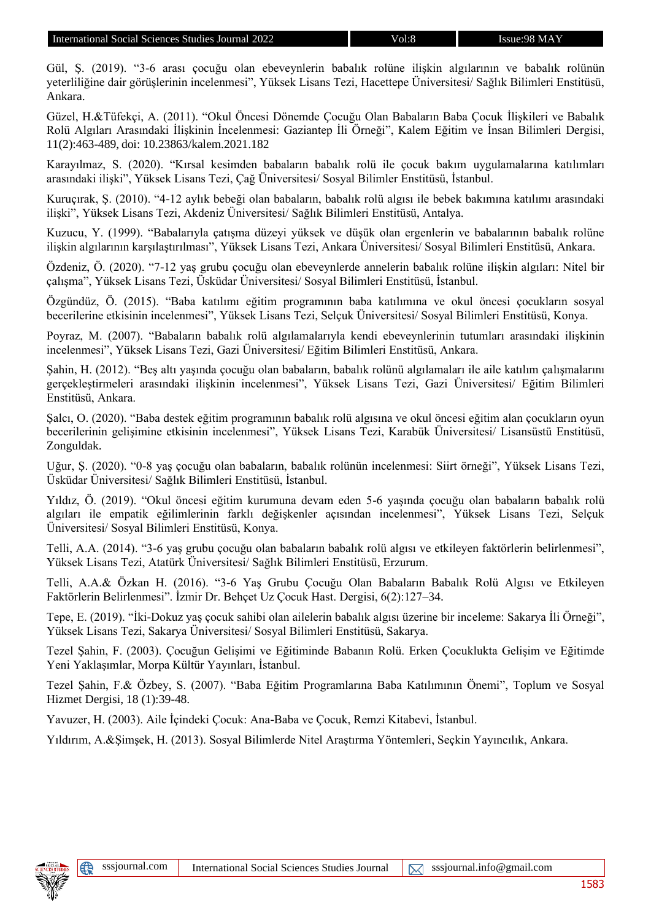Gül, Ş. (2019). “3-6 arası çocuğu olan ebeveynlerin babalık rolüne ilişkin algılarının ve babalık rolünün yeterliliğine dair görüşlerinin incelenmesi”, Yüksek Lisans Tezi, Hacettepe Üniversitesi/ Sağlık Bilimleri Enstitüsü, Ankara.

Güzel, H.&Tüfekçi, A. (2011). “Okul Öncesi Dönemde Çocuğu Olan Babaların Baba Çocuk İlişkileri ve Babalık Rolü Algıları Arasındaki İlişkinin İncelenmesi: Gaziantep İli Örneği”, Kalem Eğitim ve İnsan Bilimleri Dergisi, 11(2):463-489, doi: 10.23863/kalem.2021.182

Karayılmaz, S. (2020). “Kırsal kesimden babaların babalık rolü ile çocuk bakım uygulamalarına katılımları arasındaki ilişki”, Yüksek Lisans Tezi, Çağ Üniversitesi/ Sosyal Bilimler Enstitüsü, İstanbul.

Kuruçırak, Ş. (2010). “4-12 aylık bebeği olan babaların, babalık rolü algısı ile bebek bakımına katılımı arasındaki ilişki”, Yüksek Lisans Tezi, Akdeniz Üniversitesi/ Sağlık Bilimleri Enstitüsü, Antalya.

Kuzucu, Y. (1999). “Babalarıyla çatışma düzeyi yüksek ve düşük olan ergenlerin ve babalarının babalık rolüne ilişkin algılarının karşılaştırılması”, Yüksek Lisans Tezi, Ankara Üniversitesi/ Sosyal Bilimleri Enstitüsü, Ankara.

Özdeniz, Ö. (2020). “7-12 yaş grubu çocuğu olan ebeveynlerde annelerin babalık rolüne ilişkin algıları: Nitel bir çalışma”, Yüksek Lisans Tezi, Üsküdar Üniversitesi/ Sosyal Bilimleri Enstitüsü, İstanbul.

Özgündüz, Ö. (2015). “Baba katılımı eğitim programının baba katılımına ve okul öncesi çocukların sosyal becerilerine etkisinin incelenmesi”, Yüksek Lisans Tezi, Selçuk Üniversitesi/ Sosyal Bilimleri Enstitüsü, Konya.

Poyraz, M. (2007). “Babaların babalık rolü algılamalarıyla kendi ebeveynlerinin tutumları arasındaki ilişkinin incelenmesi”, Yüksek Lisans Tezi, Gazi Üniversitesi/ Eğitim Bilimleri Enstitüsü, Ankara.

Şahin, H. (2012). “Beş altı yaşında çocuğu olan babaların, babalık rolünü algılamaları ile aile katılım çalışmalarını gerçekleştirmeleri arasındaki ilişkinin incelenmesi”, Yüksek Lisans Tezi, Gazi Üniversitesi/ Eğitim Bilimleri Enstitüsü, Ankara.

Şalcı, O. (2020). “Baba destek eğitim programının babalık rolü algısına ve okul öncesi eğitim alan çocukların oyun becerilerinin gelişimine etkisinin incelenmesi”, Yüksek Lisans Tezi, Karabük Üniversitesi/ Lisansüstü Enstitüsü, Zonguldak.

Uğur, Ş. (2020). “0-8 yaş çocuğu olan babaların, babalık rolünün incelenmesi: Siirt örneği”, Yüksek Lisans Tezi, Üsküdar Üniversitesi/ Sağlık Bilimleri Enstitüsü, İstanbul.

Yıldız, Ö. (2019). “Okul öncesi eğitim kurumuna devam eden 5-6 yaşında çocuğu olan babaların babalık rolü algıları ile empatik eğilimlerinin farklı değişkenler açısından incelenmesi”, Yüksek Lisans Tezi, Selçuk Üniversitesi/ Sosyal Bilimleri Enstitüsü, Konya.

Telli, A.A. (2014). “3-6 yaş grubu çocuğu olan babaların babalık rolü algısı ve etkileyen faktörlerin belirlenmesi”, Yüksek Lisans Tezi, Atatürk Üniversitesi/ Sağlık Bilimleri Enstitüsü, Erzurum.

Telli, A.A.& Özkan H. (2016). “3-6 Yaş Grubu Çocuğu Olan Babaların Babalık Rolü Algısı ve Etkileyen Faktörlerin Belirlenmesi”. İzmir Dr. Behçet Uz Çocuk Hast. Dergisi, 6(2):127–34.

Tepe, E. (2019). “İki-Dokuz yaş çocuk sahibi olan ailelerin babalık algısı üzerine bir inceleme: Sakarya İli Örneği”, Yüksek Lisans Tezi, Sakarya Üniversitesi/ Sosyal Bilimleri Enstitüsü, Sakarya.

Tezel Şahin, F. (2003). Çocuğun Gelişimi ve Eğitiminde Babanın Rolü. Erken Çocuklukta Gelişim ve Eğitimde Yeni Yaklaşımlar, Morpa Kültür Yayınları, İstanbul.

Tezel Şahin, F.& Özbey, S. (2007). “Baba Eğitim Programlarına Baba Katılımının Önemi”, Toplum ve Sosyal Hizmet Dergisi, 18 (1):39-48.

Yavuzer, H. (2003). Aile İçindeki Çocuk: Ana-Baba ve Çocuk, Remzi Kitabevi, İstanbul.

Yıldırım, A.&Şimşek, H. (2013). Sosyal Bilimlerde Nitel Araştırma Yöntemleri, Seçkin Yayıncılık, Ankara.